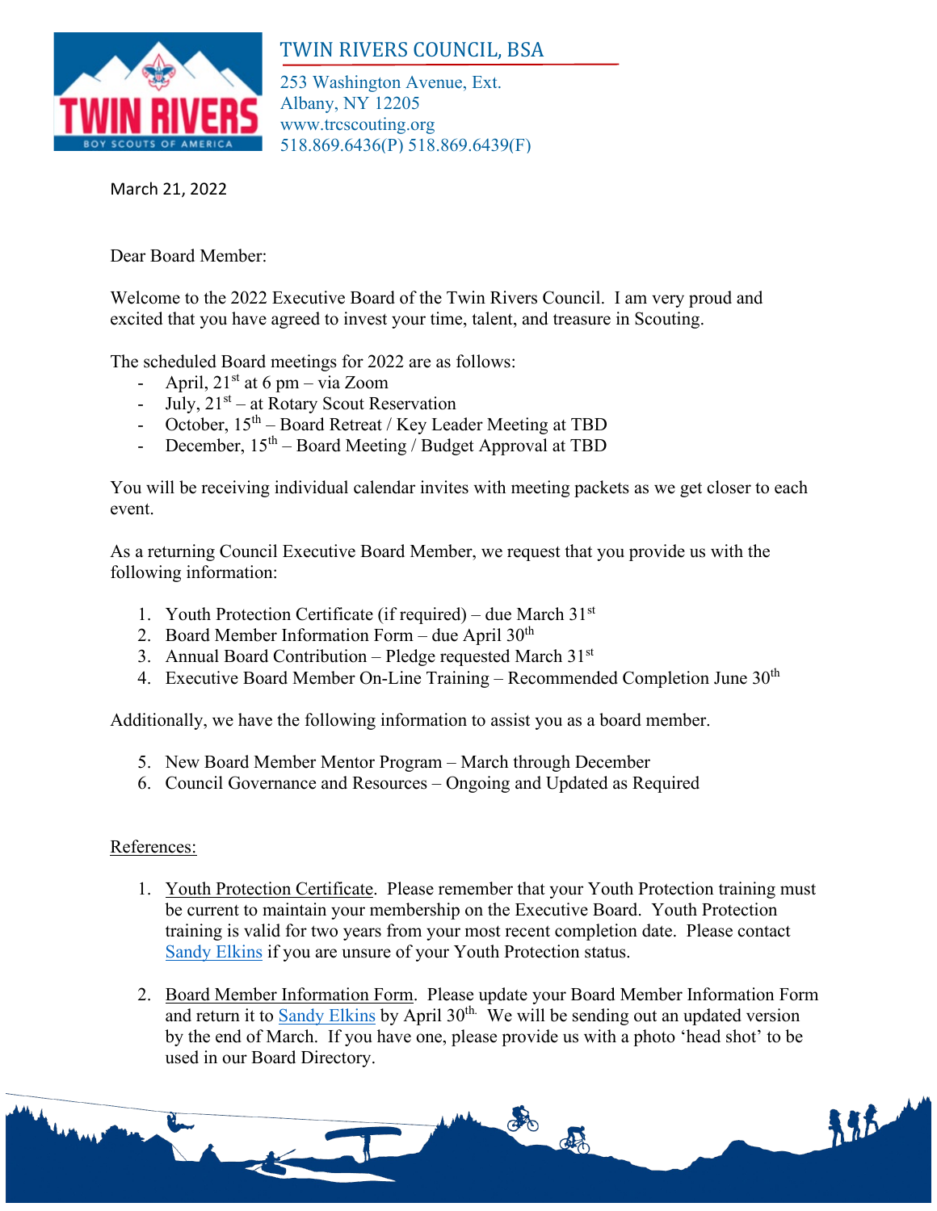# TWIN RIVERS COUNCIL, BSA

253 Washington Avenue, Ext.
Albany, NY 12205
www.trcscouting.org
518.869.6436(P) 518.869.6439(F)

March 21, 2022

Dear Board Member:

Welcome to the 2022 Executive Board of the Twin Rivers Council. I am very proud and excited that you have agreed to invest your time, talent, and treasure in Scouting.

The scheduled Board meetings for 2022 are as follows:

- April, 21st at 6 pm – via Zoom
- July, 21st – at Rotary Scout Reservation
- October, 15th – Board Retreat / Key Leader Meeting at TBD
- December, 15th – Board Meeting / Budget Approval at TBD

You will be receiving individual calendar invites with meeting packets as we get closer to each event.

As a returning Council Executive Board Member, we request that you provide us with the following information:

1. Youth Protection Certificate (if required) – due March 31st
2. Board Member Information Form – due April 30th
3. Annual Board Contribution – Pledge requested March 31st
4. Executive Board Member On-Line Training – Recommended Completion June 30th

Additionally, we have the following information to assist you as a board member.

5. New Board Member Mentor Program – March through December
6. Council Governance and Resources – Ongoing and Updated as Required

References:

1. Youth Protection Certificate. Please remember that your Youth Protection training must be current to maintain your membership on the Executive Board. Youth Protection training is valid for two years from your most recent completion date. Please contact Sandy Elkins if you are unsure of your Youth Protection status.

2. Board Member Information Form. Please update your Board Member Information Form and return it to Sandy Elkins by April 30th. We will be sending out an updated version by the end of March. If you have one, please provide us with a photo 'head shot' to be used in our Board Directory.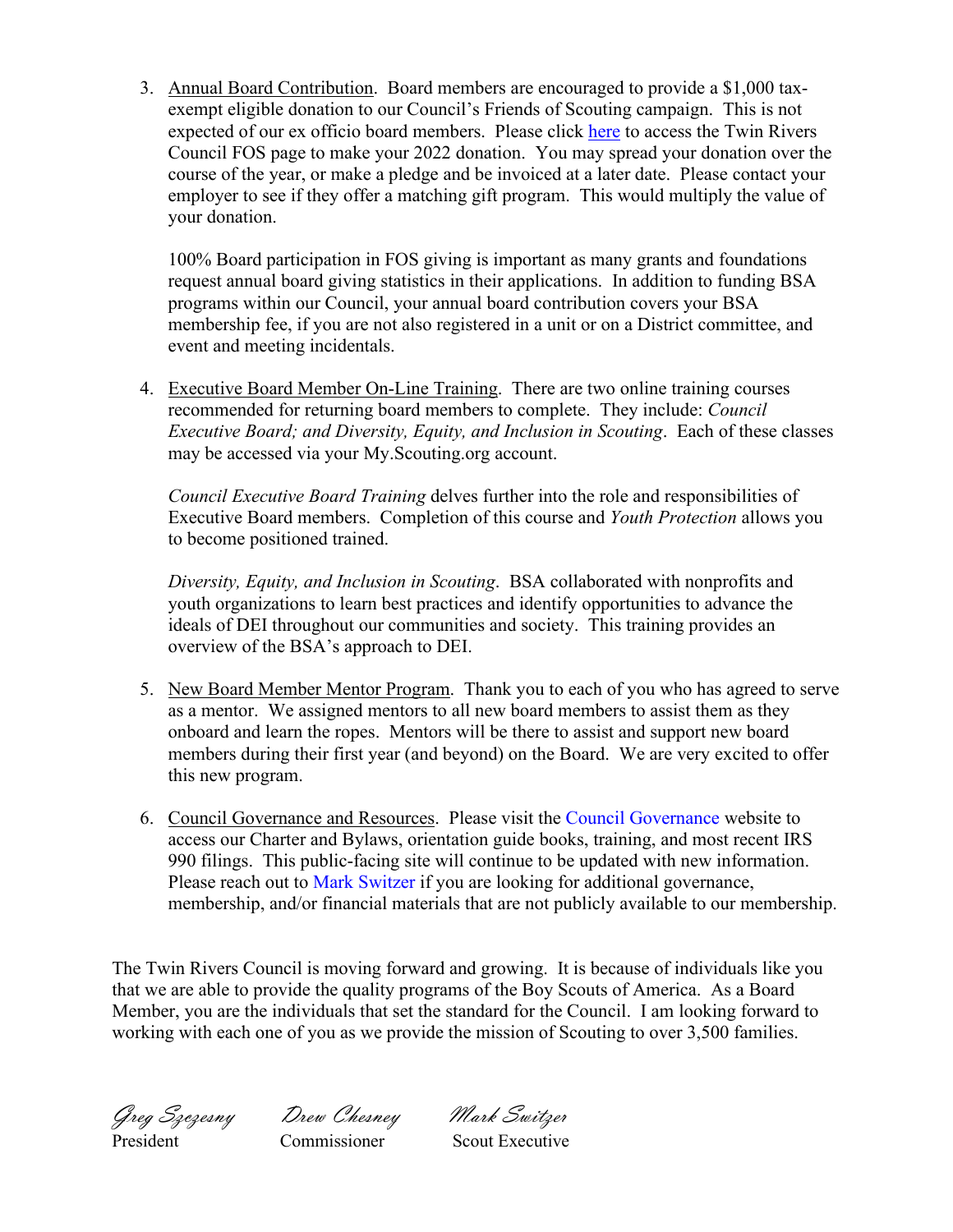3. Annual Board Contribution. Board members are encouraged to provide a $1,000 tax-exempt eligible donation to our Council's Friends of Scouting campaign. This is not expected of our ex officio board members. Please click here to access the Twin Rivers Council FOS page to make your 2022 donation. You may spread your donation over the course of the year, or make a pledge and be invoiced at a later date. Please contact your employer to see if they offer a matching gift program. This would multiply the value of your donation.

   100% Board participation in FOS giving is important as many grants and foundations request annual board giving statistics in their applications. In addition to funding BSA programs within our Council, your annual board contribution covers your BSA membership fee, if you are not also registered in a unit or on a District committee, and event and meeting incidentals.

4. Executive Board Member On-Line Training. There are two online training courses recommended for returning board members to complete. They include: *Council Executive Board; and Diversity, Equity, and Inclusion in Scouting*. Each of these classes may be accessed via your My.Scouting.org account.

   *Council Executive Board Training* delves further into the role and responsibilities of Executive Board members. Completion of this course and *Youth Protection* allows you to become positioned trained.

   *Diversity, Equity, and Inclusion in Scouting*. BSA collaborated with nonprofits and youth organizations to learn best practices and identify opportunities to advance the ideals of DEI throughout our communities and society. This training provides an overview of the BSA's approach to DEI.

5. New Board Member Mentor Program. Thank you to each of you who has agreed to serve as a mentor. We assigned mentors to all new board members to assist them as they onboard and learn the ropes. Mentors will be there to assist and support new board members during their first year (and beyond) on the Board. We are very excited to offer this new program.

6. Council Governance and Resources. Please visit the Council Governance website to access our Charter and Bylaws, orientation guide books, training, and most recent IRS 990 filings. This public-facing site will continue to be updated with new information. Please reach out to Mark Switzer if you are looking for additional governance, membership, and/or financial materials that are not publicly available to our membership.

The Twin Rivers Council is moving forward and growing. It is because of individuals like you that we are able to provide the quality programs of the Boy Scouts of America. As a Board Member, you are the individuals that set the standard for the Council. I am looking forward to working with each one of you as we provide the mission of Scouting to over 3,500 families.

| | | |
|---|---|---|
| *Greg Szczesny* | *Drew Chesney* | *Mark Switzer* |
| President | Commissioner | Scout Executive |